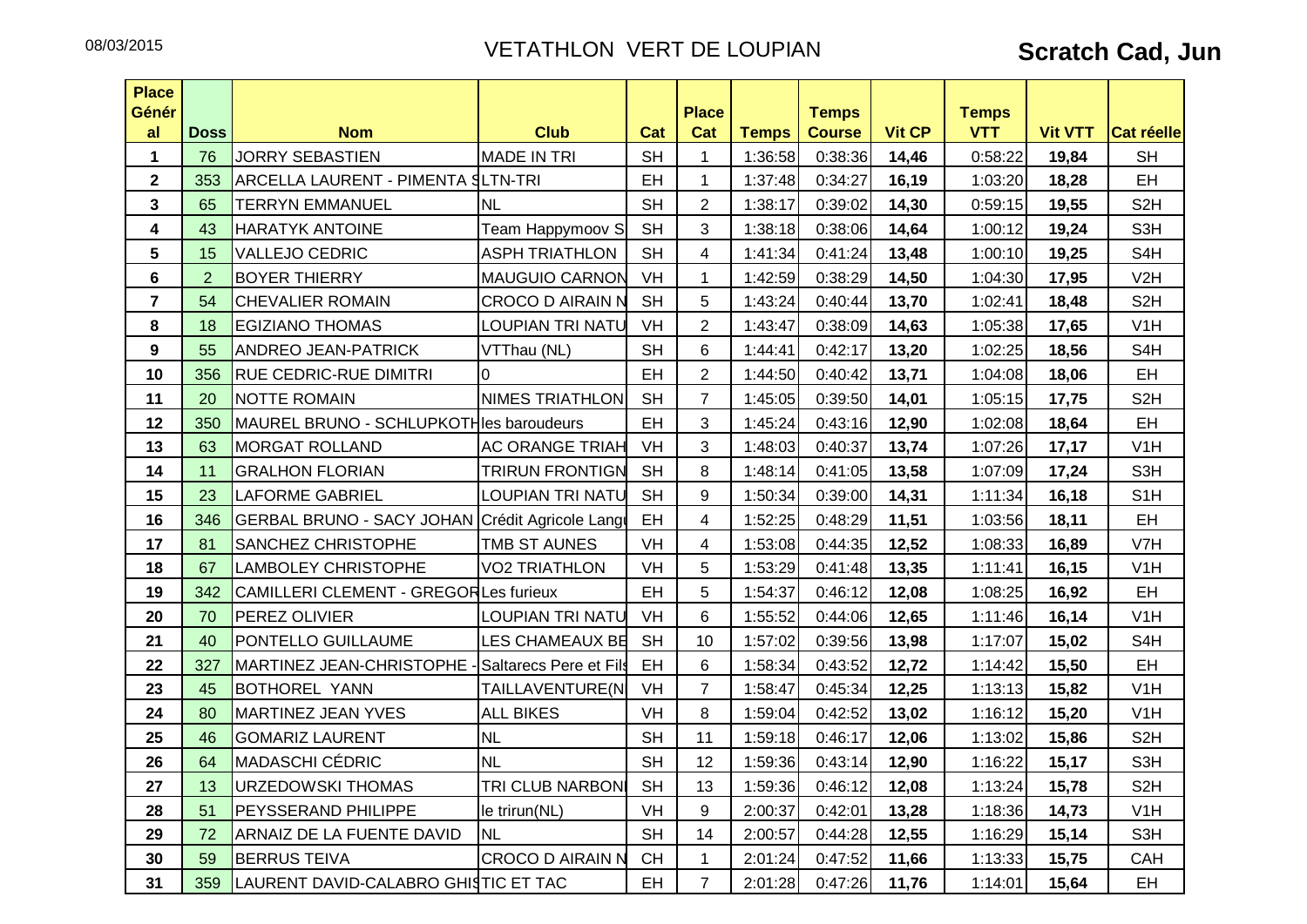08/03/2015

# VETATHLON VERT DE LOUPIAN

## Scratch Cad, Jun

| Place Général | Doss | Nom | Club | Cat | Place Cat | Temps | Temps Course | Vit CP | Temps VTT | Vit VTT | Cat réelle |
|---|---|---|---|---|---|---|---|---|---|---|---|
| 1 | 76 | JORRY SEBASTIEN | MADE IN TRI | SH | 1 | 1:36:58 | 0:38:36 | **14,46** | 0:58:22 | **19,84** | SH |
| 2 | 353 | ARCELLA LAURENT - PIMENTA S | LTN-TRI | EH | 1 | 1:37:48 | 0:34:27 | **16,19** | 1:03:20 | **18,28** | EH |
| 3 | 65 | TERRYN EMMANUEL | NL | SH | 2 | 1:38:17 | 0:39:02 | **14,30** | 0:59:15 | **19,55** | S2H |
| 4 | 43 | HARATYK ANTOINE | Team Happymoov S | SH | 3 | 1:38:18 | 0:38:06 | **14,64** | 1:00:12 | **19,24** | S3H |
| 5 | 15 | VALLEJO CEDRIC | ASPH TRIATHLON | SH | 4 | 1:41:34 | 0:41:24 | **13,48** | 1:00:10 | **19,25** | S4H |
| 6 | 2 | BOYER THIERRY | MAUGUIO CARNON | VH | 1 | 1:42:59 | 0:38:29 | **14,50** | 1:04:30 | **17,95** | V2H |
| 7 | 54 | CHEVALIER ROMAIN | CROCO D AIRAIN N | SH | 5 | 1:43:24 | 0:40:44 | **13,70** | 1:02:41 | **18,48** | S2H |
| 8 | 18 | EGIZIANO THOMAS | LOUPIAN TRI NATU | VH | 2 | 1:43:47 | 0:38:09 | **14,63** | 1:05:38 | **17,65** | V1H |
| 9 | 55 | ANDREO JEAN-PATRICK | VTThau (NL) | SH | 6 | 1:44:41 | 0:42:17 | **13,20** | 1:02:25 | **18,56** | S4H |
| 10 | 356 | RUE CEDRIC-RUE DIMITRI | 0 | EH | 2 | 1:44:50 | 0:40:42 | **13,71** | 1:04:08 | **18,06** | EH |
| 11 | 20 | NOTTE ROMAIN | NIMES TRIATHLON | SH | 7 | 1:45:05 | 0:39:50 | **14,01** | 1:05:15 | **17,75** | S2H |
| 12 | 350 | MAUREL BRUNO - SCHLUPKOTH | les baroudeurs | EH | 3 | 1:45:24 | 0:43:16 | **12,90** | 1:02:08 | **18,64** | EH |
| 13 | 63 | MORGAT ROLLAND | AC ORANGE TRIAH | VH | 3 | 1:48:03 | 0:40:37 | **13,74** | 1:07:26 | **17,17** | V1H |
| 14 | 11 | GRALHON FLORIAN | TRIRUN FRONTIGN | SH | 8 | 1:48:14 | 0:41:05 | **13,58** | 1:07:09 | **17,24** | S3H |
| 15 | 23 | LAFORME GABRIEL | LOUPIAN TRI NATU | SH | 9 | 1:50:34 | 0:39:00 | **14,31** | 1:11:34 | **16,18** | S1H |
| 16 | 346 | GERBAL BRUNO - SACY JOHAN | Crédit Agricole Langu | EH | 4 | 1:52:25 | 0:48:29 | **11,51** | 1:03:56 | **18,11** | EH |
| 17 | 81 | SANCHEZ CHRISTOPHE | TMB ST AUNES | VH | 4 | 1:53:08 | 0:44:35 | **12,52** | 1:08:33 | **16,89** | V7H |
| 18 | 67 | LAMBOLEY CHRISTOPHE | VO2 TRIATHLON | VH | 5 | 1:53:29 | 0:41:48 | **13,35** | 1:11:41 | **16,15** | V1H |
| 19 | 342 | CAMILLERI CLEMENT - GREGOR | Les furieux | EH | 5 | 1:54:37 | 0:46:12 | **12,08** | 1:08:25 | **16,92** | EH |
| 20 | 70 | PEREZ OLIVIER | LOUPIAN TRI NATU | VH | 6 | 1:55:52 | 0:44:06 | **12,65** | 1:11:46 | **16,14** | V1H |
| 21 | 40 | PONTELLO GUILLAUME | LES CHAMEAUX BE | SH | 10 | 1:57:02 | 0:39:56 | **13,98** | 1:17:07 | **15,02** | S4H |
| 22 | 327 | MARTINEZ JEAN-CHRISTOPHE - | Saltarecs Pere et Fils | EH | 6 | 1:58:34 | 0:43:52 | **12,72** | 1:14:42 | **15,50** | EH |
| 23 | 45 | BOTHOREL YANN | TAILLAVENTURE(N | VH | 7 | 1:58:47 | 0:45:34 | **12,25** | 1:13:13 | **15,82** | V1H |
| 24 | 80 | MARTINEZ JEAN YVES | ALL BIKES | VH | 8 | 1:59:04 | 0:42:52 | **13,02** | 1:16:12 | **15,20** | V1H |
| 25 | 46 | GOMARIZ LAURENT | NL | SH | 11 | 1:59:18 | 0:46:17 | **12,06** | 1:13:02 | **15,86** | S2H |
| 26 | 64 | MADASCHI CÉDRIC | NL | SH | 12 | 1:59:36 | 0:43:14 | **12,90** | 1:16:22 | **15,17** | S3H |
| 27 | 13 | URZEDOWSKI THOMAS | TRI CLUB NARBON | SH | 13 | 1:59:36 | 0:46:12 | **12,08** | 1:13:24 | **15,78** | S2H |
| 28 | 51 | PEYSSERAND PHILIPPE | le trirun(NL) | VH | 9 | 2:00:37 | 0:42:01 | **13,28** | 1:18:36 | **14,73** | V1H |
| 29 | 72 | ARNAIZ DE LA FUENTE DAVID | NL | SH | 14 | 2:00:57 | 0:44:28 | **12,55** | 1:16:29 | **15,14** | S3H |
| 30 | 59 | BERRUS TEIVA | CROCO D AIRAIN N | CH | 1 | 2:01:24 | 0:47:52 | **11,66** | 1:13:33 | **15,75** | CAH |
| 31 | 359 | LAURENT DAVID-CALABRO GHIS | TIC ET TAC | EH | 7 | 2:01:28 | 0:47:26 | **11,76** | 1:14:01 | **15,64** | EH |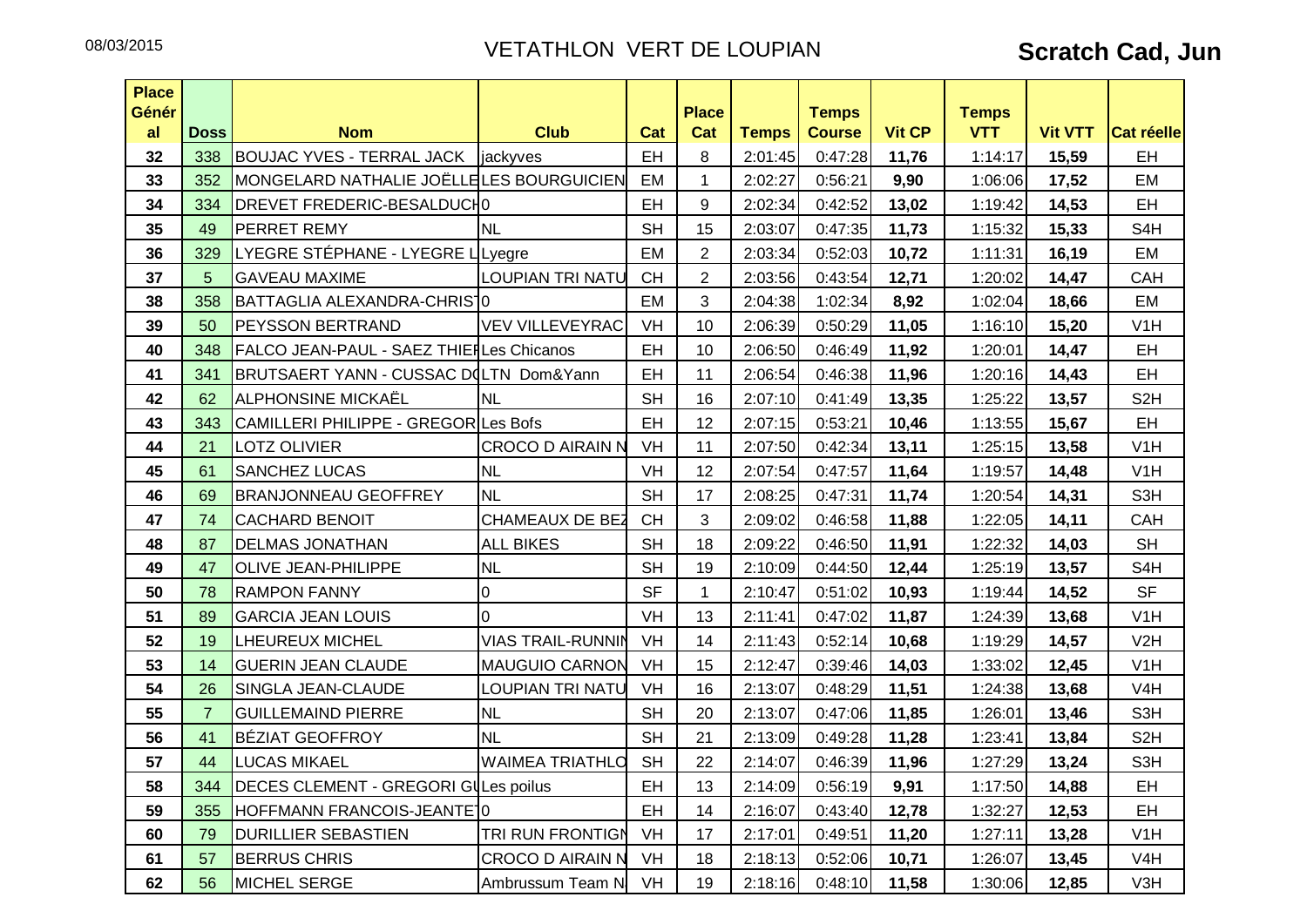08/03/2015

# VETATHLON VERT DE LOUPIAN

## Scratch Cad, Jun

| Place Général | Doss | Nom | Club | Cat | Place Cat | Temps | Temps Course | Vit CP | Temps VTT | Vit VTT | Cat réelle |
|---|---|---|---|---|---|---|---|---|---|---|---|
| 32 | 338 | BOUJAC YVES - TERRAL JACK | jackyves | EH | 8 | 2:01:45 | 0:47:28 | **11,76** | 1:14:17 | **15,59** | EH |
| 33 | 352 | MONGELARD NATHALIE JOËLLE | LES BOURGUICIEN | EM | 1 | 2:02:27 | 0:56:21 | **9,90** | 1:06:06 | **17,52** | EM |
| 34 | 334 | DREVET FREDERIC-BESALDUCH | 0 | EH | 9 | 2:02:34 | 0:42:52 | **13,02** | 1:19:42 | **14,53** | EH |
| 35 | 49 | PERRET REMY | NL | SH | 15 | 2:03:07 | 0:47:35 | **11,73** | 1:15:32 | **15,33** | S4H |
| 36 | 329 | LYEGRE STÉPHANE - LYEGRE L | Lyegre | EM | 2 | 2:03:34 | 0:52:03 | **10,72** | 1:11:31 | **16,19** | EM |
| 37 | 5 | GAVEAU MAXIME | LOUPIAN TRI NATU | CH | 2 | 2:03:56 | 0:43:54 | **12,71** | 1:20:02 | **14,47** | CAH |
| 38 | 358 | BATTAGLIA ALEXANDRA-CHRIST | 0 | EM | 3 | 2:04:38 | 1:02:34 | **8,92** | 1:02:04 | **18,66** | EM |
| 39 | 50 | PEYSSON BERTRAND | VEV VILLEVEYRAC | VH | 10 | 2:06:39 | 0:50:29 | **11,05** | 1:16:10 | **15,20** | V1H |
| 40 | 348 | FALCO JEAN-PAUL - SAEZ THIEI | Les Chicanos | EH | 10 | 2:06:50 | 0:46:49 | **11,92** | 1:20:01 | **14,47** | EH |
| 41 | 341 | BRUTSAERT YANN - CUSSAC DO | LTN Dom&Yann | EH | 11 | 2:06:54 | 0:46:38 | **11,96** | 1:20:16 | **14,43** | EH |
| 42 | 62 | ALPHONSINE MICKAËL | NL | SH | 16 | 2:07:10 | 0:41:49 | **13,35** | 1:25:22 | **13,57** | S2H |
| 43 | 343 | CAMILLERI PHILIPPE - GREGOR | Les Bofs | EH | 12 | 2:07:15 | 0:53:21 | **10,46** | 1:13:55 | **15,67** | EH |
| 44 | 21 | LOTZ OLIVIER | CROCO D AIRAIN N | VH | 11 | 2:07:50 | 0:42:34 | **13,11** | 1:25:15 | **13,58** | V1H |
| 45 | 61 | SANCHEZ LUCAS | NL | VH | 12 | 2:07:54 | 0:47:57 | **11,64** | 1:19:57 | **14,48** | V1H |
| 46 | 69 | BRANJONNEAU GEOFFREY | NL | SH | 17 | 2:08:25 | 0:47:31 | **11,74** | 1:20:54 | **14,31** | S3H |
| 47 | 74 | CACHARD BENOIT | CHAMEAUX DE BEZ | CH | 3 | 2:09:02 | 0:46:58 | **11,88** | 1:22:05 | **14,11** | CAH |
| 48 | 87 | DELMAS JONATHAN | ALL BIKES | SH | 18 | 2:09:22 | 0:46:50 | **11,91** | 1:22:32 | **14,03** | SH |
| 49 | 47 | OLIVE JEAN-PHILIPPE | NL | SH | 19 | 2:10:09 | 0:44:50 | **12,44** | 1:25:19 | **13,57** | S4H |
| 50 | 78 | RAMPON FANNY | 0 | SF | 1 | 2:10:47 | 0:51:02 | **10,93** | 1:19:44 | **14,52** | SF |
| 51 | 89 | GARCIA JEAN LOUIS | 0 | VH | 13 | 2:11:41 | 0:47:02 | **11,87** | 1:24:39 | **13,68** | V1H |
| 52 | 19 | LHEUREUX MICHEL | VIAS TRAIL-RUNNIN | VH | 14 | 2:11:43 | 0:52:14 | **10,68** | 1:19:29 | **14,57** | V2H |
| 53 | 14 | GUERIN JEAN CLAUDE | MAUGUIO CARNON | VH | 15 | 2:12:47 | 0:39:46 | **14,03** | 1:33:02 | **12,45** | V1H |
| 54 | 26 | SINGLA JEAN-CLAUDE | LOUPIAN TRI NATU | VH | 16 | 2:13:07 | 0:48:29 | **11,51** | 1:24:38 | **13,68** | V4H |
| 55 | 7 | GUILLEMAIND PIERRE | NL | SH | 20 | 2:13:07 | 0:47:06 | **11,85** | 1:26:01 | **13,46** | S3H |
| 56 | 41 | BÉZIAT GEOFFROY | NL | SH | 21 | 2:13:09 | 0:49:28 | **11,28** | 1:23:41 | **13,84** | S2H |
| 57 | 44 | LUCAS MIKAEL | WAIMEA TRIATHLO | SH | 22 | 2:14:07 | 0:46:39 | **11,96** | 1:27:29 | **13,24** | S3H |
| 58 | 344 | DECES CLEMENT - GREGORI GU | Les poilus | EH | 13 | 2:14:09 | 0:56:19 | **9,91** | 1:17:50 | **14,88** | EH |
| 59 | 355 | HOFFMANN FRANCOIS-JEANTET | 0 | EH | 14 | 2:16:07 | 0:43:40 | **12,78** | 1:32:27 | **12,53** | EH |
| 60 | 79 | DURILLIER SEBASTIEN | TRI RUN FRONTIGN | VH | 17 | 2:17:01 | 0:49:51 | **11,20** | 1:27:11 | **13,28** | V1H |
| 61 | 57 | BERRUS CHRIS | CROCO D AIRAIN N | VH | 18 | 2:18:13 | 0:52:06 | **10,71** | 1:26:07 | **13,45** | V4H |
| 62 | 56 | MICHEL SERGE | Ambrussum Team N | VH | 19 | 2:18:16 | 0:48:10 | **11,58** | 1:30:06 | **12,85** | V3H |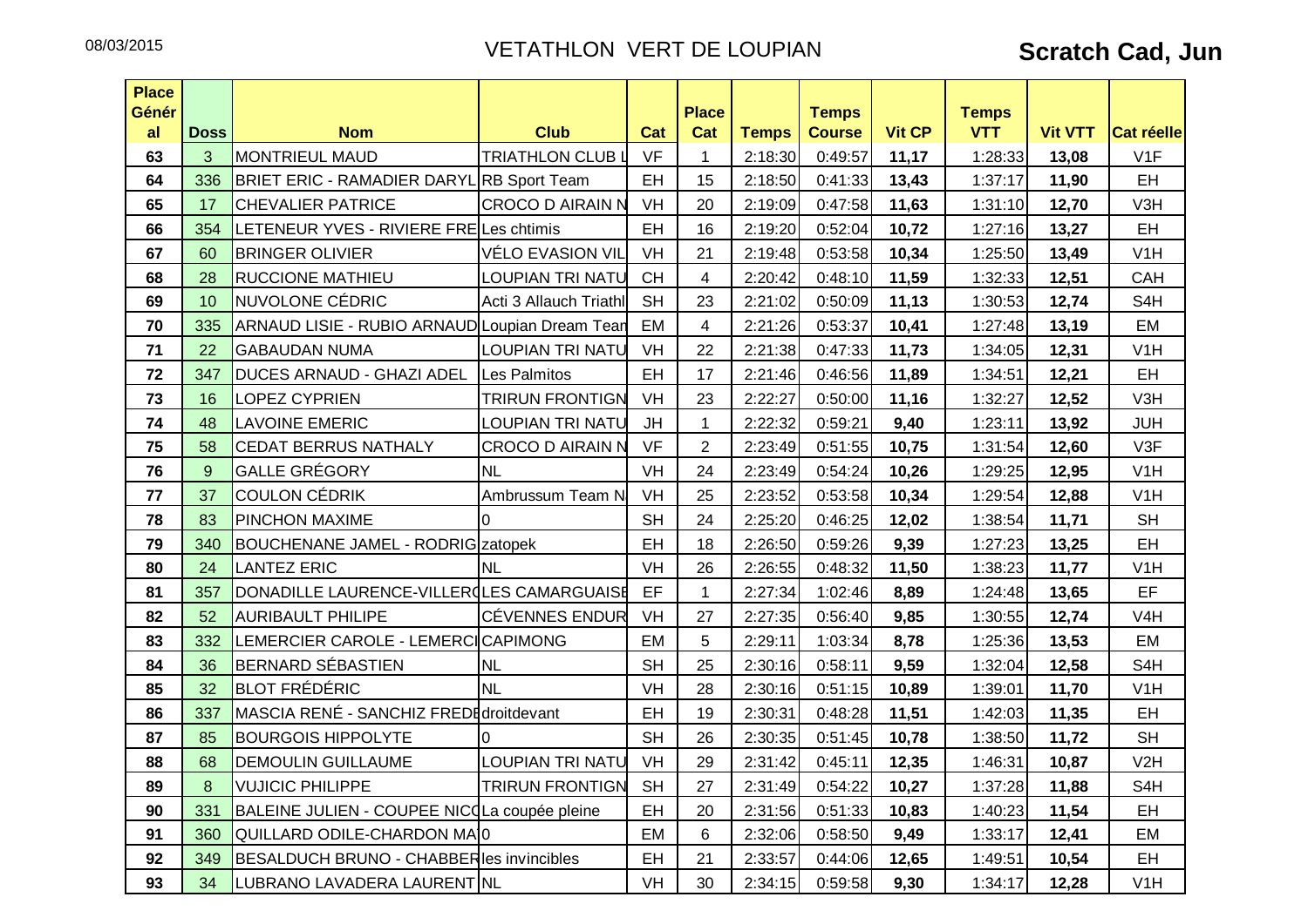08/03/2015

# VETATHLON VERT DE LOUPIAN

## Scratch Cad, Jun

| Place Général | Doss | Nom | Club | Cat | Place Cat | Temps | Temps Course | Vit CP | Temps VTT | Vit VTT | Cat réelle |
|---|---|---|---|---|---|---|---|---|---|---|---|
| 63 | 3 | MONTRIEUL MAUD | TRIATHLON CLUB L | VF | 1 | 2:18:30 | 0:49:57 | **11,17** | 1:28:33 | **13,08** | V1F |
| 64 | 336 | BRIET ERIC - RAMADIER DARYL | RB Sport Team | EH | 15 | 2:18:50 | 0:41:33 | **13,43** | 1:37:17 | **11,90** | EH |
| 65 | 17 | CHEVALIER PATRICE | CROCO D AIRAIN N | VH | 20 | 2:19:09 | 0:47:58 | **11,63** | 1:31:10 | **12,70** | V3H |
| 66 | 354 | LETENEUR YVES - RIVIERE FRE | Les chtimis | EH | 16 | 2:19:20 | 0:52:04 | **10,72** | 1:27:16 | **13,27** | EH |
| 67 | 60 | BRINGER OLIVIER | VÉLO EVASION VIL | VH | 21 | 2:19:48 | 0:53:58 | **10,34** | 1:25:50 | **13,49** | V1H |
| 68 | 28 | RUCCIONE MATHIEU | LOUPIAN TRI NATU | CH | 4 | 2:20:42 | 0:48:10 | **11,59** | 1:32:33 | **12,51** | CAH |
| 69 | 10 | NUVOLONE CÉDRIC | Acti 3 Allauch Triathl | SH | 23 | 2:21:02 | 0:50:09 | **11,13** | 1:30:53 | **12,74** | S4H |
| 70 | 335 | ARNAUD LISIE - RUBIO ARNAUD | Loupian Dream Tean | EM | 4 | 2:21:26 | 0:53:37 | **10,41** | 1:27:48 | **13,19** | EM |
| 71 | 22 | GABAUDAN NUMA | LOUPIAN TRI NATU | VH | 22 | 2:21:38 | 0:47:33 | **11,73** | 1:34:05 | **12,31** | V1H |
| 72 | 347 | DUCES ARNAUD - GHAZI ADEL | Les Palmitos | EH | 17 | 2:21:46 | 0:46:56 | **11,89** | 1:34:51 | **12,21** | EH |
| 73 | 16 | LOPEZ CYPRIEN | TRIRUN FRONTIGN | VH | 23 | 2:22:27 | 0:50:00 | **11,16** | 1:32:27 | **12,52** | V3H |
| 74 | 48 | LAVOINE EMERIC | LOUPIAN TRI NATU | JH | 1 | 2:22:32 | 0:59:21 | **9,40** | 1:23:11 | **13,92** | JUH |
| 75 | 58 | CEDAT BERRUS NATHALY | CROCO D AIRAIN N | VF | 2 | 2:23:49 | 0:51:55 | **10,75** | 1:31:54 | **12,60** | V3F |
| 76 | 9 | GALLE GRÉGORY | NL | VH | 24 | 2:23:49 | 0:54:24 | **10,26** | 1:29:25 | **12,95** | V1H |
| 77 | 37 | COULON CÉDRIK | Ambrussum Team N | VH | 25 | 2:23:52 | 0:53:58 | **10,34** | 1:29:54 | **12,88** | V1H |
| 78 | 83 | PINCHON MAXIME | 0 | SH | 24 | 2:25:20 | 0:46:25 | **12,02** | 1:38:54 | **11,71** | SH |
| 79 | 340 | BOUCHENANE JAMEL - RODRIG | zatopek | EH | 18 | 2:26:50 | 0:59:26 | **9,39** | 1:27:23 | **13,25** | EH |
| 80 | 24 | LANTEZ ERIC | NL | VH | 26 | 2:26:55 | 0:48:32 | **11,50** | 1:38:23 | **11,77** | V1H |
| 81 | 357 | DONADILLE LAURENCE-VILLERO | LES CAMARGUAISE | EF | 1 | 2:27:34 | 1:02:46 | **8,89** | 1:24:48 | **13,65** | EF |
| 82 | 52 | AURIBAULT PHILIPE | CÉVENNES ENDUR | VH | 27 | 2:27:35 | 0:56:40 | **9,85** | 1:30:55 | **12,74** | V4H |
| 83 | 332 | LEMERCIER CAROLE - LEMERCI | CAPIMONG | EM | 5 | 2:29:11 | 1:03:34 | **8,78** | 1:25:36 | **13,53** | EM |
| 84 | 36 | BERNARD SÉBASTIEN | NL | SH | 25 | 2:30:16 | 0:58:11 | **9,59** | 1:32:04 | **12,58** | S4H |
| 85 | 32 | BLOT FRÉDÉRIC | NL | VH | 28 | 2:30:16 | 0:51:15 | **10,89** | 1:39:01 | **11,70** | V1H |
| 86 | 337 | MASCIA RENÉ - SANCHIZ FREDE | droitdevant | EH | 19 | 2:30:31 | 0:48:28 | **11,51** | 1:42:03 | **11,35** | EH |
| 87 | 85 | BOURGOIS HIPPOLYTE | 0 | SH | 26 | 2:30:35 | 0:51:45 | **10,78** | 1:38:50 | **11,72** | SH |
| 88 | 68 | DEMOULIN GUILLAUME | LOUPIAN TRI NATU | VH | 29 | 2:31:42 | 0:45:11 | **12,35** | 1:46:31 | **10,87** | V2H |
| 89 | 8 | VUJICIC PHILIPPE | TRIRUN FRONTIGN | SH | 27 | 2:31:49 | 0:54:22 | **10,27** | 1:37:28 | **11,88** | S4H |
| 90 | 331 | BALEINE JULIEN - COUPEE NICO | La coupée pleine | EH | 20 | 2:31:56 | 0:51:33 | **10,83** | 1:40:23 | **11,54** | EH |
| 91 | 360 | QUILLARD ODILE-CHARDON MA | 0 | EM | 6 | 2:32:06 | 0:58:50 | **9,49** | 1:33:17 | **12,41** | EM |
| 92 | 349 | BESALDUCH BRUNO - CHABBER | les invincibles | EH | 21 | 2:33:57 | 0:44:06 | **12,65** | 1:49:51 | **10,54** | EH |
| 93 | 34 | LUBRANO LAVADERA LAURENT | NL | VH | 30 | 2:34:15 | 0:59:58 | **9,30** | 1:34:17 | **12,28** | V1H |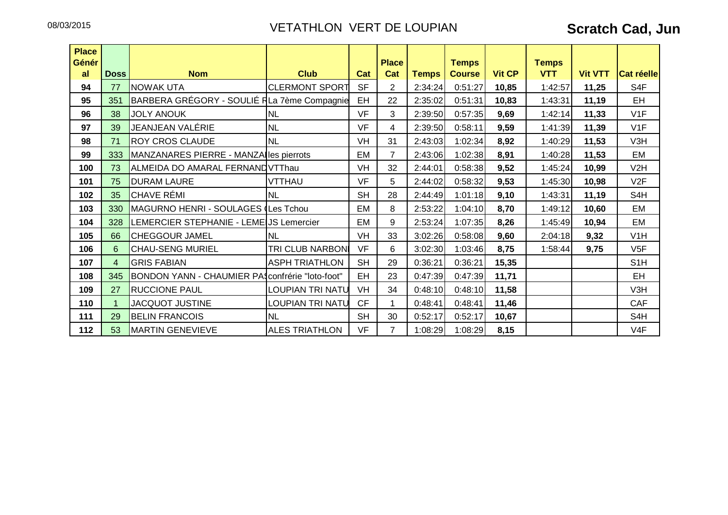08/03/2015

# VETATHLON VERT DE LOUPIAN

## Scratch Cad, Jun

| Place Général | Doss | Nom | Club | Cat | Place Cat | Temps | Temps Course | Vit CP | Temps VTT | Vit VTT | Cat réelle |
|---|---|---|---|---|---|---|---|---|---|---|---|
| **94** | 77 | NOWAK UTA | CLERMONT SPORT | SF | 2 | 2:34:24 | 0:51:27 | **10,85** | 1:42:57 | **11,25** | S4F |
| **95** | 351 | BARBERA GRÉGORY - SOULIÉ F | La 7ème Compagnie | EH | 22 | 2:35:02 | 0:51:31 | **10,83** | 1:43:31 | **11,19** | EH |
| **96** | 38 | JOLY ANOUK | NL | VF | 3 | 2:39:50 | 0:57:35 | **9,69** | 1:42:14 | **11,33** | V1F |
| **97** | 39 | JEANJEAN VALÉRIE | NL | VF | 4 | 2:39:50 | 0:58:11 | **9,59** | 1:41:39 | **11,39** | V1F |
| **98** | 71 | ROY CROS CLAUDE | NL | VH | 31 | 2:43:03 | 1:02:34 | **8,92** | 1:40:29 | **11,53** | V3H |
| **99** | 333 | MANZANARES PIERRE - MANZA | les pierrots | EM | 7 | 2:43:06 | 1:02:38 | **8,91** | 1:40:28 | **11,53** | EM |
| **100** | 73 | ALMEIDA DO AMARAL FERNAND | VTThau | VH | 32 | 2:44:01 | 0:58:38 | **9,52** | 1:45:24 | **10,99** | V2H |
| **101** | 75 | DURAM LAURE | VTTHAU | VF | 5 | 2:44:02 | 0:58:32 | **9,53** | 1:45:30 | **10,98** | V2F |
| **102** | 35 | CHAVE RÉMI | NL | SH | 28 | 2:44:49 | 1:01:18 | **9,10** | 1:43:31 | **11,19** | S4H |
| **103** | 330 | MAGURNO HENRI - SOULAGES ( | Les Tchou | EM | 8 | 2:53:22 | 1:04:10 | **8,70** | 1:49:12 | **10,60** | EM |
| **104** | 328 | LEMERCIER STEPHANIE - LEME | JS Lemercier | EM | 9 | 2:53:24 | 1:07:35 | **8,26** | 1:45:49 | **10,94** | EM |
| **105** | 66 | CHEGGOUR JAMEL | NL | VH | 33 | 3:02:26 | 0:58:08 | **9,60** | 2:04:18 | **9,32** | V1H |
| **106** | 6 | CHAU-SENG MURIEL | TRI CLUB NARBONI | VF | 6 | 3:02:30 | 1:03:46 | **8,75** | 1:58:44 | **9,75** | V5F |
| **107** | 4 | GRIS FABIAN | ASPH TRIATHLON | SH | 29 | 0:36:21 | 0:36:21 | **15,35** | | | S1H |
| **108** | 345 | BONDON YANN - CHAUMIER PA | confrérie "loto-foot" | EH | 23 | 0:47:39 | 0:47:39 | **11,71** | | | EH |
| **109** | 27 | RUCCIONE PAUL | LOUPIAN TRI NATU | VH | 34 | 0:48:10 | 0:48:10 | **11,58** | | | V3H |
| **110** | 1 | JACQUOT JUSTINE | LOUPIAN TRI NATU | CF | 1 | 0:48:41 | 0:48:41 | **11,46** | | | CAF |
| **111** | 29 | BELIN FRANCOIS | NL | SH | 30 | 0:52:17 | 0:52:17 | **10,67** | | | S4H |
| **112** | 53 | MARTIN GENEVIEVE | ALES TRIATHLON | VF | 7 | 1:08:29 | 1:08:29 | **8,15** | | | V4F |